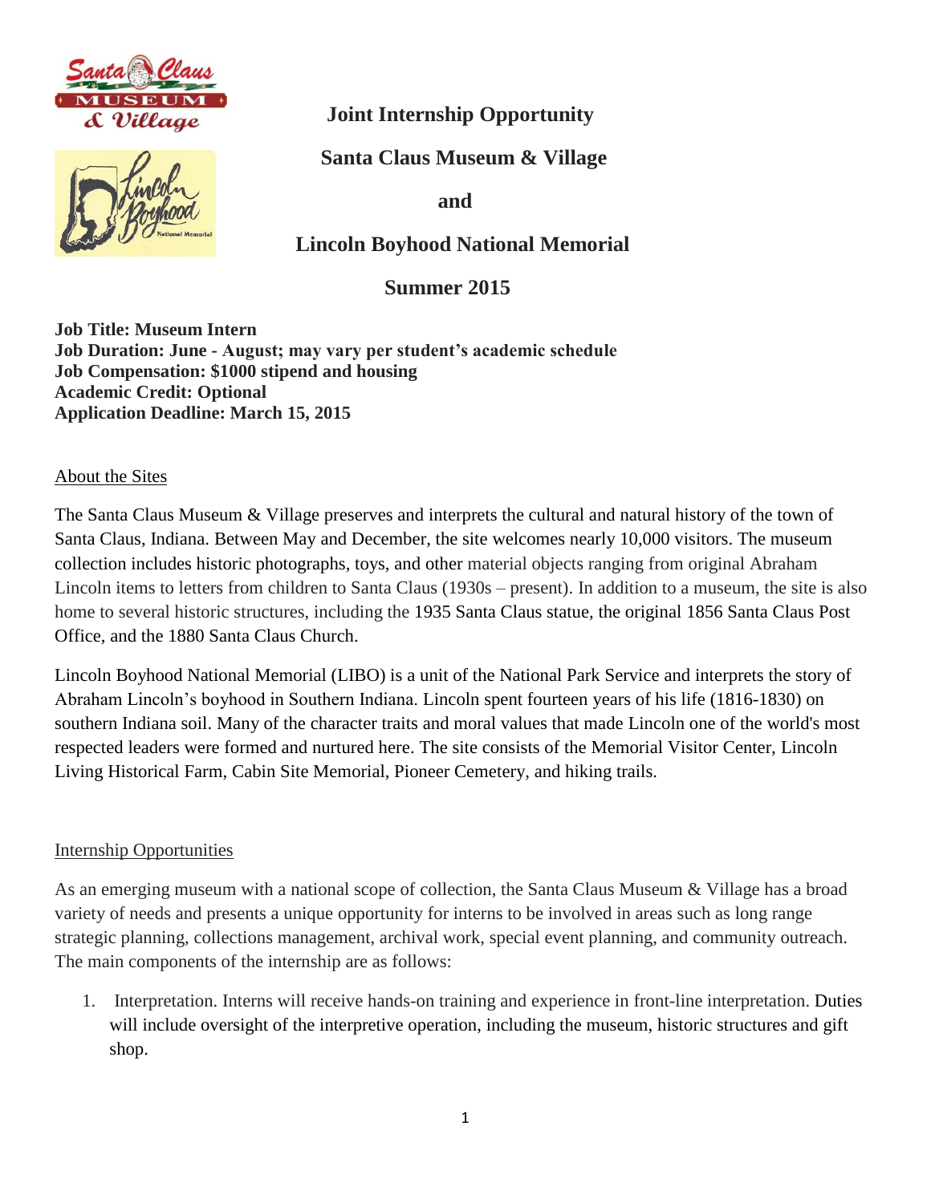# Joint Internship Opportunity

## Santa Claus Museum & Village

## and

## Lincoln Boyhood National Memorial

## Summer 2015

**Job Title: Museum Intern**
**Job Duration: June - August; may vary per student's academic schedule**
**Job Compensation: $1000 stipend and housing**
**Academic Credit: Optional**
**Application Deadline: March 15, 2015**

### About the Sites

The Santa Claus Museum & Village preserves and interprets the cultural and natural history of the town of Santa Claus, Indiana. Between May and December, the site welcomes nearly 10,000 visitors. The museum collection includes historic photographs, toys, and other material objects ranging from original Abraham Lincoln items to letters from children to Santa Claus (1930s – present). In addition to a museum, the site is also home to several historic structures, including the 1935 Santa Claus statue, the original 1856 Santa Claus Post Office, and the 1880 Santa Claus Church.

Lincoln Boyhood National Memorial (LIBO) is a unit of the National Park Service and interprets the story of Abraham Lincoln's boyhood in Southern Indiana. Lincoln spent fourteen years of his life (1816-1830) on southern Indiana soil. Many of the character traits and moral values that made Lincoln one of the world's most respected leaders were formed and nurtured here. The site consists of the Memorial Visitor Center, Lincoln Living Historical Farm, Cabin Site Memorial, Pioneer Cemetery, and hiking trails.

### Internship Opportunities

As an emerging museum with a national scope of collection, the Santa Claus Museum & Village has a broad variety of needs and presents a unique opportunity for interns to be involved in areas such as long range strategic planning, collections management, archival work, special event planning, and community outreach. The main components of the internship are as follows:

1. Interpretation. Interns will receive hands-on training and experience in front-line interpretation. Duties will include oversight of the interpretive operation, including the museum, historic structures and gift shop.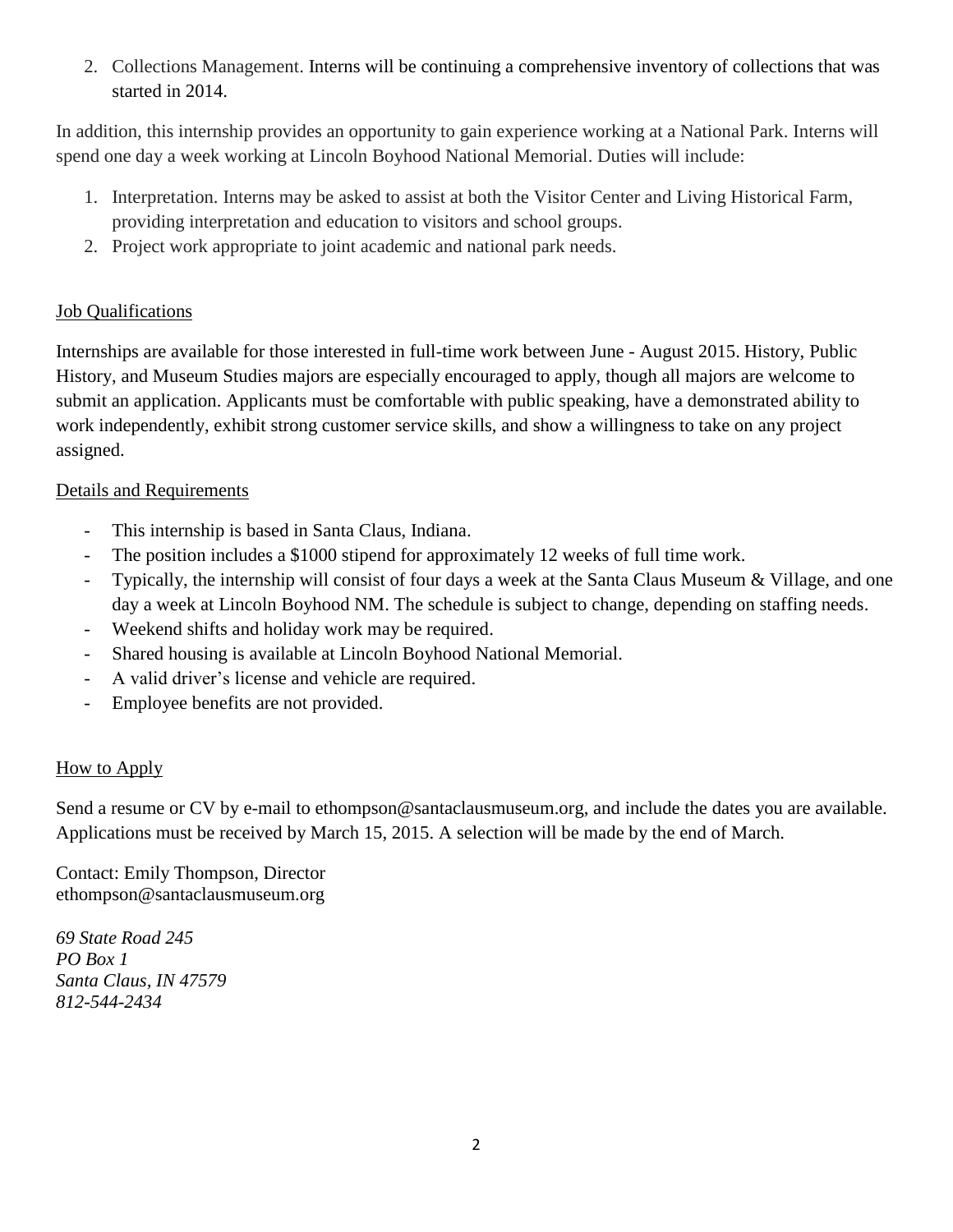2. Collections Management. Interns will be continuing a comprehensive inventory of collections that was started in 2014.

In addition, this internship provides an opportunity to gain experience working at a National Park. Interns will spend one day a week working at Lincoln Boyhood National Memorial. Duties will include:

1. Interpretation. Interns may be asked to assist at both the Visitor Center and Living Historical Farm, providing interpretation and education to visitors and school groups.
2. Project work appropriate to joint academic and national park needs.

## Job Qualifications

Internships are available for those interested in full-time work between June - August 2015. History, Public History, and Museum Studies majors are especially encouraged to apply, though all majors are welcome to submit an application. Applicants must be comfortable with public speaking, have a demonstrated ability to work independently, exhibit strong customer service skills, and show a willingness to take on any project assigned.

## Details and Requirements

- This internship is based in Santa Claus, Indiana.
- The position includes a $1000 stipend for approximately 12 weeks of full time work.
- Typically, the internship will consist of four days a week at the Santa Claus Museum & Village, and one day a week at Lincoln Boyhood NM. The schedule is subject to change, depending on staffing needs.
- Weekend shifts and holiday work may be required.
- Shared housing is available at Lincoln Boyhood National Memorial.
- A valid driver's license and vehicle are required.
- Employee benefits are not provided.

## How to Apply

Send a resume or CV by e-mail to ethompson@santaclausmuseum.org, and include the dates you are available. Applications must be received by March 15, 2015. A selection will be made by the end of March.

Contact: Emily Thompson, Director
ethompson@santaclausmuseum.org

*69 State Road 245*
*PO Box 1*
*Santa Claus, IN 47579*
*812-544-2434*